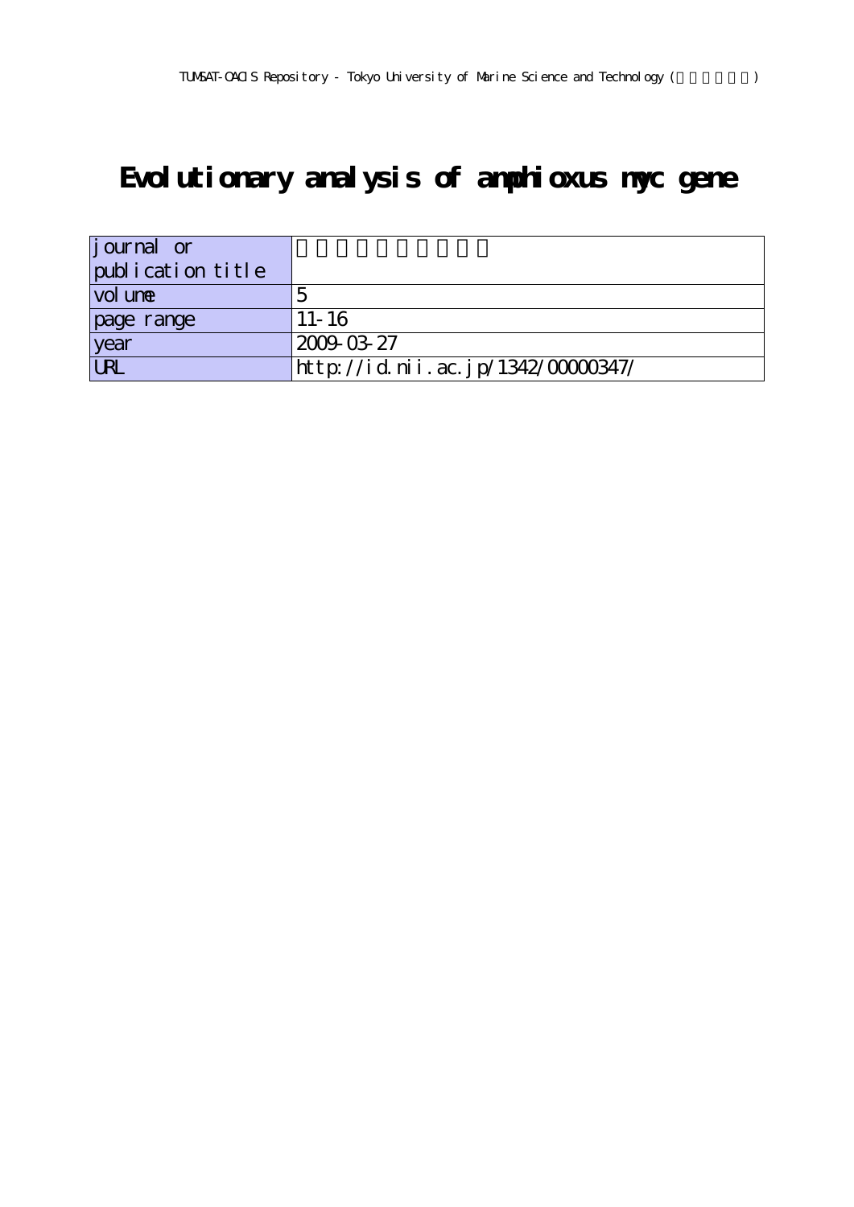TUMSAT-OACIS Repository - Tokyo University of Marine Science and Technology (東京海洋大学)

# Evolutionary analysis of amphioxus myc gene

| journal or publication title | |
|---|---|
| volume | 5 |
| page range | 11-16 |
| year | 2009-03-27 |
| URL | http://id.nii.ac.jp/1342/00000347/ |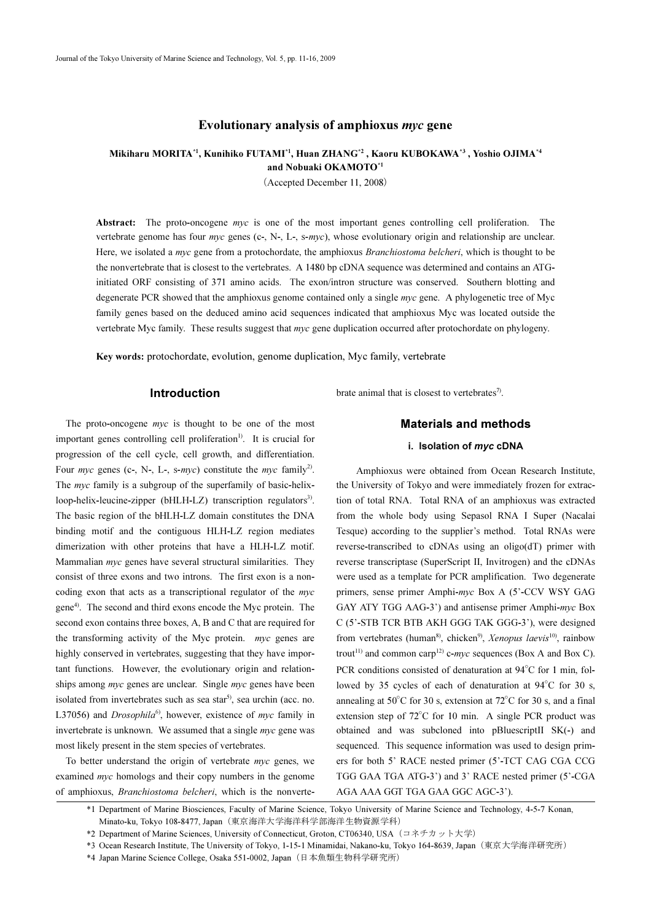# Evolutionary analysis of amphioxus *myc* gene

**Mikiharu MORITA[*1], Kunihiko FUTAMI[*1], Huan ZHANG[*2], Kaoru KUBOKAWA[*3], Yoshio OJIMA[*4] and Nobuaki OKAMOTO[*1]**

（Accepted December 11, 2008）

**Abstract:** The proto-oncogene *myc* is one of the most important genes controlling cell proliferation. The vertebrate genome has four *myc* genes (c-, N-, L-, s-*myc*), whose evolutionary origin and relationship are unclear. Here, we isolated a *myc* gene from a protochordate, the amphioxus *Branchiostoma belcheri*, which is thought to be the nonvertebrate that is closest to the vertebrates. A 1480 bp cDNA sequence was determined and contains an ATG-initiated ORF consisting of 371 amino acids. The exon/intron structure was conserved. Southern blotting and degenerate PCR showed that the amphioxus genome contained only a single *myc* gene. A phylogenetic tree of Myc family genes based on the deduced amino acid sequences indicated that amphioxus Myc was located outside the vertebrate Myc family. These results suggest that *myc* gene duplication occurred after protochordate on phylogeny.

**Key words:** protochordate, evolution, genome duplication, Myc family, vertebrate

## Introduction

The proto-oncogene *myc* is thought to be one of the most important genes controlling cell proliferation[1]. It is crucial for progression of the cell cycle, cell growth, and differentiation. Four *myc* genes (c-, N-, L-, s-*myc*) constitute the *myc* family[2]. The *myc* family is a subgroup of the superfamily of basic-helix-loop-helix-leucine-zipper (bHLH-LZ) transcription regulators[3]. The basic region of the bHLH-LZ domain constitutes the DNA binding motif and the contiguous HLH-LZ region mediates dimerization with other proteins that have a HLH-LZ motif. Mammalian *myc* genes have several structural similarities. They consist of three exons and two introns. The first exon is a non-coding exon that acts as a transcriptional regulator of the *myc* gene[4]. The second and third exons encode the Myc protein. The second exon contains three boxes, A, B and C that are required for the transforming activity of the Myc protein. *myc* genes are highly conserved in vertebrates, suggesting that they have important functions. However, the evolutionary origin and relationships among *myc* genes are unclear. Single *myc* genes have been isolated from invertebrates such as sea star[5], sea urchin (acc. no. L37056) and *Drosophila*[6], however, existence of *myc* family in invertebrate is unknown. We assumed that a single *myc* gene was most likely present in the stem species of vertebrates.

To better understand the origin of vertebrate *myc* genes, we examined *myc* homologs and their copy numbers in the genome of amphioxus, *Branchiostoma belcheri*, which is the nonvertebrate animal that is closest to vertebrates[7].

## Materials and methods

### i. Isolation of *myc* cDNA

Amphioxus were obtained from Ocean Research Institute, the University of Tokyo and were immediately frozen for extraction of total RNA. Total RNA of an amphioxus was extracted from the whole body using Sepasol RNA I Super (Nacalai Tesque) according to the supplier's method. Total RNAs were reverse-transcribed to cDNAs using an oligo(dT) primer with reverse transcriptase (SuperScript II, Invitrogen) and the cDNAs were used as a template for PCR amplification. Two degenerate primers, sense primer Amphi-*myc* Box A (5'-CCV WSY GAG GAY ATY TGG AAG-3') and antisense primer Amphi-*myc* Box C (5'-STB TCR BTB AKH GGG TAK GGG-3'), were designed from vertebrates (human[8], chicken[9], *Xenopus laevis*[10], rainbow trout[11] and common carp[12] c-*myc* sequences (Box A and Box C). PCR conditions consisted of denaturation at 94°C for 1 min, followed by 35 cycles of each of denaturation at 94°C for 30 s, annealing at 50°C for 30 s, extension at 72°C for 30 s, and a final extension step of 72°C for 10 min. A single PCR product was obtained and was subcloned into pBluescriptII SK(-) and sequenced. This sequence information was used to design primers for both 5' RACE nested primer (5'-TCT CAG CGA CCG TGG GAA TGA ATG-3') and 3' RACE nested primer (5'-CGA AGA AAA GGT TGA GAA GGC AGC-3').

---

*1 Department of Marine Biosciences, Faculty of Marine Science, Tokyo University of Marine Science and Technology, 4-5-7 Konan, Minato-ku, Tokyo 108-8477, Japan（東京海洋大学海洋科学部海洋生物資源学科）

*2 Department of Marine Sciences, University of Connecticut, Groton, CT06340, USA（コネチカット大学）

*3 Ocean Research Institute, The University of Tokyo, 1-15-1 Minamidai, Nakano-ku, Tokyo 164-8639, Japan（東京大学海洋研究所）

*4 Japan Marine Science College, Osaka 551-0002, Japan（日本魚類生物科学研究所）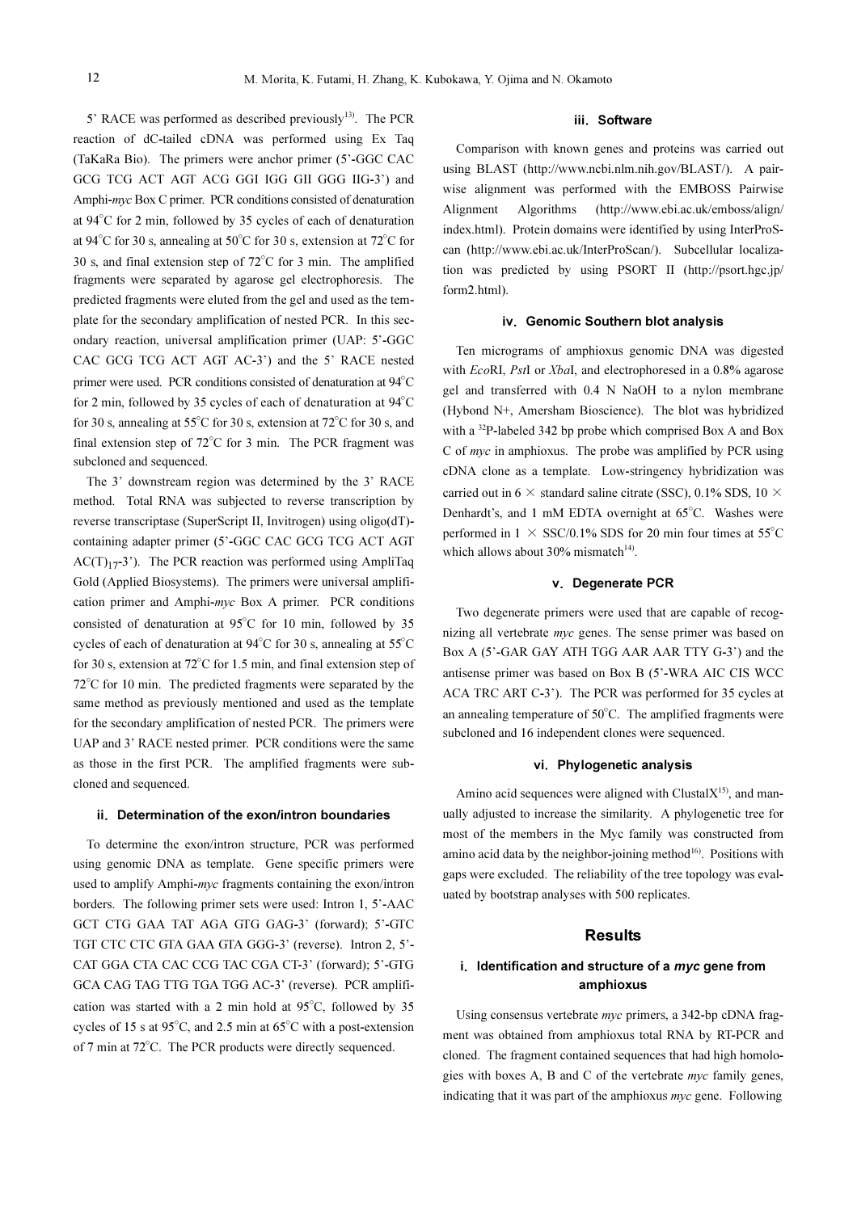5' RACE was performed as described previously[13]. The PCR reaction of dC-tailed cDNA was performed using Ex Taq (TaKaRa Bio). The primers were anchor primer (5'-GGC CAC GCG TCG ACT AGT ACG GGI IGG GII GGG IIG-3') and Amphi-*myc* Box C primer. PCR conditions consisted of denaturation at 94°C for 2 min, followed by 35 cycles of each of denaturation at 94°C for 30 s, annealing at 50°C for 30 s, extension at 72°C for 30 s, and final extension step of 72°C for 3 min. The amplified fragments were separated by agarose gel electrophoresis. The predicted fragments were eluted from the gel and used as the template for the secondary amplification of nested PCR. In this secondary reaction, universal amplification primer (UAP: 5'-GGC CAC GCG TCG ACT AGT AC-3') and the 5' RACE nested primer were used. PCR conditions consisted of denaturation at 94°C for 2 min, followed by 35 cycles of each of denaturation at 94°C for 30 s, annealing at 55°C for 30 s, extension at 72°C for 30 s, and final extension step of 72°C for 3 min. The PCR fragment was subcloned and sequenced.

The 3' downstream region was determined by the 3' RACE method. Total RNA was subjected to reverse transcription by reverse transcriptase (SuperScript II, Invitrogen) using oligo(dT)-containing adapter primer (5'-GGC CAC GCG TCG ACT AGT $AC(T)_{17}$-3'). The PCR reaction was performed using AmpliTaq Gold (Applied Biosystems). The primers were universal amplification primer and Amphi-*myc* Box A primer. PCR conditions consisted of denaturation at 95°C for 10 min, followed by 35 cycles of each of denaturation at 94°C for 30 s, annealing at 55°C for 30 s, extension at 72°C for 1.5 min, and final extension step of 72°C for 10 min. The predicted fragments were separated by the same method as previously mentioned and used as the template for the secondary amplification of nested PCR. The primers were UAP and 3' RACE nested primer. PCR conditions were the same as those in the first PCR. The amplified fragments were subcloned and sequenced.

#### ii. Determination of the exon/intron boundaries

To determine the exon/intron structure, PCR was performed using genomic DNA as template. Gene specific primers were used to amplify Amphi-*myc* fragments containing the exon/intron borders. The following primer sets were used: Intron 1, 5'-AAC GCT CTG GAA TAT AGA GTG GAG-3' (forward); 5'-GTC TGT CTC CTC GTA GAA GTA GGG-3' (reverse). Intron 2, 5'-CAT GGA CTA CAC CCG TAC CGA CT-3' (forward); 5'-GTG GCA CAG TAG TTG TGA TGG AC-3' (reverse). PCR amplification was started with a 2 min hold at 95°C, followed by 35 cycles of 15 s at 95°C, and 2.5 min at 65°C with a post-extension of 7 min at 72°C. The PCR products were directly sequenced.

#### iii. Software

Comparison with known genes and proteins was carried out using BLAST (http://www.ncbi.nlm.nih.gov/BLAST/). A pairwise alignment was performed with the EMBOSS Pairwise Alignment Algorithms (http://www.ebi.ac.uk/emboss/align/index.html). Protein domains were identified by using InterProScan (http://www.ebi.ac.uk/InterProScan/). Subcellular localization was predicted by using PSORT II (http://psort.hgc.jp/form2.html).

#### iv. Genomic Southern blot analysis

Ten micrograms of amphioxus genomic DNA was digested with *Eco*RI, *Pst*I or *Xba*I, and electrophoresed in a 0.8% agarose gel and transferred with 0.4 N NaOH to a nylon membrane (Hybond N+, Amersham Bioscience). The blot was hybridized with a $^{32}$P-labeled 342 bp probe which comprised Box A and Box C of *myc* in amphioxus. The probe was amplified by PCR using cDNA clone as a template. Low-stringency hybridization was carried out in 6 × standard saline citrate (SSC), 0.1% SDS, 10 × Denhardt's, and 1 mM EDTA overnight at 65°C. Washes were performed in 1 × SSC/0.1% SDS for 20 min four times at 55°C which allows about 30% mismatch[14].

#### v. Degenerate PCR

Two degenerate primers were used that are capable of recognizing all vertebrate *myc* genes. The sense primer was based on Box A (5'-GAR GAY ATH TGG AAR AAR TTY G-3') and the antisense primer was based on Box B (5'-WRA AIC CIS WCC ACA TRC ART C-3'). The PCR was performed for 35 cycles at an annealing temperature of 50°C. The amplified fragments were subcloned and 16 independent clones were sequenced.

#### vi. Phylogenetic analysis

Amino acid sequences were aligned with ClustalX[15], and manually adjusted to increase the similarity. A phylogenetic tree for most of the members in the Myc family was constructed from amino acid data by the neighbor-joining method[16]. Positions with gaps were excluded. The reliability of the tree topology was evaluated by bootstrap analyses with 500 replicates.

## Results

#### i. Identification and structure of a *myc* gene from amphioxus

Using consensus vertebrate *myc* primers, a 342-bp cDNA fragment was obtained from amphioxus total RNA by RT-PCR and cloned. The fragment contained sequences that had high homologies with boxes A, B and C of the vertebrate *myc* family genes, indicating that it was part of the amphioxus *myc* gene. Following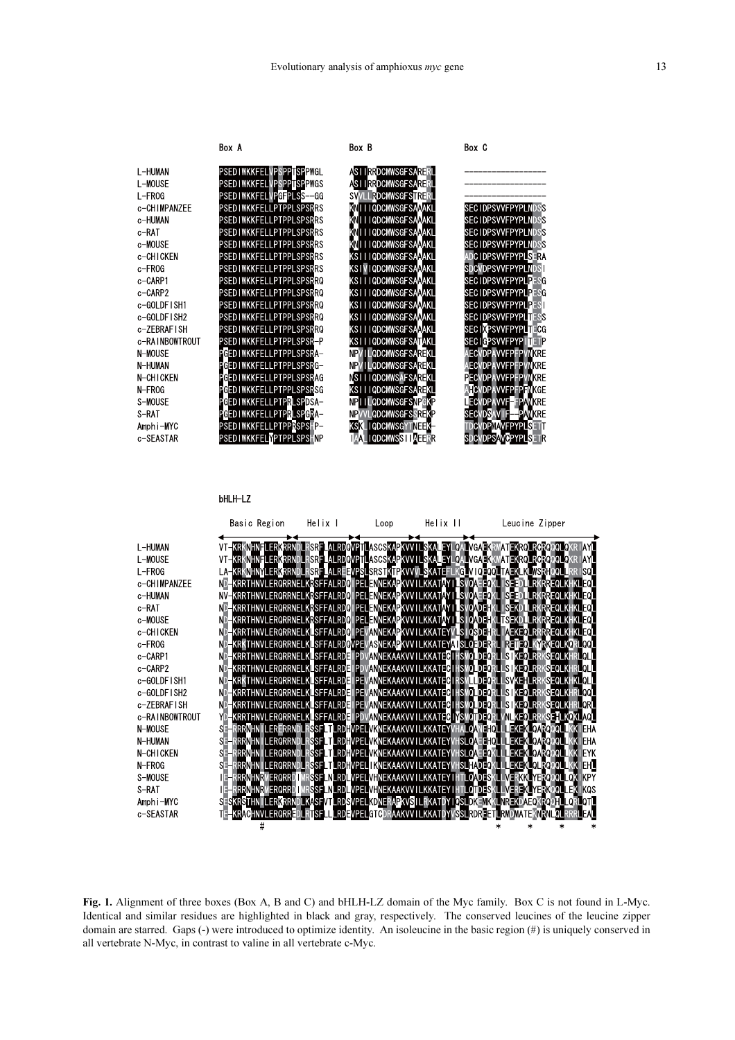```
                Box A                      Box B                  Box C

L-HUMAN         PSEDIWKKFELVPSPPTSPPWGL    ASIIRRDCMWSGFSARERL    -----------------
L-MOUSE         PSEDIWKKFELVPSPPTSPPWGS    ASIIRRDCMWSGFSARERL    -----------------
L-FROG          PSEDIWKKFELVPGFPLSS--GG    SVVLLRDCMWSGFSTRERL    -----------------
c-CHIMPANZEE    PSEDIWKKFELLPTPPLSPSRRS    KNIIIQDCMWSGFSAAAKL    SECIDPSVVFPYPLNDSS
c-HUMAN         PSEDIWKKFELLPTPPLSPSRRS    KNIIIQDCMWSGFSAAAKL    SECIDPSVVFPYPLNDSS
c-RAT           PSEDIWKKFELLPTPPLSPSRRS    KNIIIQDCMWSGFSAAAKL    SECIDPSVVFPYPLNDSS
c-MOUSE         PSEDIWKKFELLPTPPLSPSRRS    KNIIIQDCMWSGFSAAAKL    SECIDPSVVFPYPLNDSS
c-CHICKEN       PSEDIWKKFELLPTPPLSPSRRS    KSIIIQDCMWSGFSAAAKL    ADCIDPSVVFPYPLSERA
c-FROG          PSEDIWKKFELLPTPPLSPSRRS    KSIVIQDCMWSGFSAAAKL    SDCVDPSVVFPYPLNDSI
c-CARP1         PSEDIWKKFELLPTPPLSPSRRQ    KSIIIQDCMWSGFSAAAKL    SECIDPSVVFPYPLPESG
c-CARP2         PSEDIWKKFELLPTPPLSPSRRQ    KSIIIQDCMWSGFSAAAKL    SECIDPSVVFPYPLPESG
c-GOLDFISH1     PSEDIWKKFELLPTPPLSPSRRQ    KSIIIQDCMWSGFSAAAKL    SECIDPSVVFPYPLPESI
c-GOLDFISH2     PSEDIWKKFELLPTPPLSPSRRQ    KSIIIQDCMWSGFSAAAKL    SECIDPSVVFPYPLTESS
c-ZEBRAFISH     PSEDIWKKFELLPTPPLSPSRRQ    KSIIIQDCMWSGFSAAAKL    SECIXPSVVFPYPLTECG
c-RAINBOWTROUT  PSEDIWKKFELLPTPPLSPSR-P    KSIIIQDCMWSGFSATAKL    SECIGPSVVFPYPITETP
N-MOUSE         PGEDIWKKFELLPTPPLSPSRA-    NPVILQDCMWSGFSAREKL    AECVDPAVVFPFPVNKRE
N-HUMAN         PGEDIWKKFELLPTPPLSPSRG-    NPVILQDCMWSGFSAREKL    AECVDPAVVFPFPVNKRE
N-CHICKEN       PGEDIWKKFELLPTPPLSPSRAG    NSIIIQDCMWSAFSAREKL    PECVDPAVVFPFPVNKRE
N-FROG          PGEDIWKKFELLPTPPLSPSRSG    KSIIIQDCMWSGFSAREKL    AHCVDPAVVFPFPFNKGE
S-MOUSE         PGEDIWKKFELLPTPRLSPDSA-    NPIILQDCMWSGFSNPGKP    LECVDPAVVF--PANKRE
S-RAT           PGEDIWKKFELLPTPRLSPGRA-    NPVVLQDCMWSGFSSREKP    SECVDSAVIF--PANKRE
Amphi-MYC       PSEDIWKKFELLPTPPRSPS-P-    KSKIIQDCMWSGYTNEEK-    TDCVDPMAVFPYPLSETT
c-SEASTAR       PSEDIWKKFELYPTPPLSPSRNP    TAALIQDCMWSSIIAEERR    SDCVDPSAVCPYPLSETR


                bHLH-LZ

                 Basic Region    Helix I        Loop      Helix II           Leucine Zipper

L-HUMAN         VT-KRKNHNFLERKRRNDLRSRFLALRDQVPTLASCSKAPKVVILSKALEYLQALVGAEKRMATEKRQLRCRQQQLQKRIAYL
L-MOUSE         VT-KRKNHNFLERKRRNDLRSRFLALRDQVPTLASCSKAPKVVILSKALEYLQALVGAEKKMATEKRQLRCRQQQLQKRIAYL
L-FROG          LA-KRKNHNYLERKRRNDLRSRFLALREEVPSLSRSTKTPKVVVLSKATEFLKGLVIQEQQLTAEKLKLWSRHQQLLRRISQL
c-CHIMPANZEE    ND-KRRTHNVLERQRRNELKRSFFALRDQIPELENNEKAPKVVILKKATAYILSVQAEEQKLISEEDLLRKRREQLKHKLEQL
c-HUMAN         NV-KRRTHNVLERQRRNELKRSFFALRDQIPELENNEKAPKVVILKKATAYILSVQAEEQKLISEEDLLRKRREQLKHKLEQL
c-RAT           ND-KRRTHNVLERQRRNELKRSFFALRDQIPELENNEKAPKVVILKKATAYILSVQADEHKLISEKDLLRKRREQLKHKLEQL
c-MOUSE         ND-KRRTHNVLERQRRNELKRSFFALRDQIPELENNEKAPKVVILKKATAYILSIQADEHKLTSEKDLLRKRREQLKHKLEQL
c-CHICKEN       ND-KRRTHNVLERQRRNELKLSFFALRDQIPEVANNEKAPKVVILKKATEYVLSIQSDEHRLIAEKEQLRRRREQLKHKLEQL
c-FROG          ND-KRKTHNVLERQRRNELKLSFFALRDQVPEVASNEKAPKVVILKKATEYAISLQSDERRLIRETEQLKYRKEQLKQRLQQL
c-CARP1         ND-KRRTHNVLERQRRNELKLSFFALRDEIPDVANNEKAAKVVILKKATECIHSMQLDEQRLLSIKEQLRRKSEQLKHRLQLL
c-CARP2         ND-KRRTHNVLERQRRNELKLSFFALRDEIPDVANNEKAAKVVILKKATECIHSMQLDEQRLLSIKEQLRRKSEQLKHRLQLL
c-GOLDFISH1     ND-KRKTHNVLERQRRNELKLSFFALRDEIPEVANNEKAAKVVILKKATECIRSVLLDEQRLLSVKEHLRRKSEQLKHKLQLL
c-GOLDFISH2     ND-KRRTHNVLERQRRNELKLSFFALRDEIPEVANNEKAAKVVILKKATECIHSMQLDEQRLLSIKEQLRRKSEQLKHRLQQL
c-ZEBRAFISH     ND-KRRTHNVLERQRRNELKLSFFALRDEIPEVANNEKAAKVVILKKATECIHSMQLDEQRLLSIKEQLRRKSEQLKHRLQRL
c-RAINBOWTROUT  YD-KRRTHNVLERQRRNELKLSFFALRDEIPDVANNEKAAKVVILKKATECIYSMQTDEQRLVNLKEQLRRKSEHLKQKLAQL
N-MOUSE         SE-RRRNHNILERQRRNDLRSSFLTLRDHVPELVKNEKAAKVVILKKATEYVHALQANEHQLLLEKEKLQARQQQLLKKIEHA
N-HUMAN         SE-RRRNHNILERQRRNDLRSSFLTLRDHVPELVKNEKAAKVVILKKATEYVHSLQAEEHQLLLEKEKLQARQQQLLKKIEHA
N-CHICKEN       SE-RRRNHNILERQRRNDLRSSFLTLRDHVPELVKNEKAAKVVILKKATEYVHSLQAEEQKLLLEKEKLQARQQQLLKKIEYK
N-FROG          SE-RRRNHNILERQRRNDLRSSFLTLRDHVPELIKNEKAAKVVILKKATEYVHSLHADEQKLLLEKEKLQLRQQQLLKKIEHL
S-MOUSE         IE-RRRNHNRMERQRRDIMRSSFLNLRDLVPELVHNEKAAKVVILKKATEYIHTLQADESKLLVERKKLYERQQQLLQKIKPY
S-RAT           IE-RRRNHNRVERQRRDIMRSSFLNLRDLVPELVHNEKAAKVVILKKATEYIHTLQTDESKLLVEREKLYERKQQLLEKIKQS
Amphi-MYC       SESKRSTHNILERKRRNDLKASFVTLRDSVPELKDNERAPKVSILRKATDYIQSLDKEMKKLNREKDAEQKRQQHLLQRLQTL
c-SEASTAR       TE-KRACHNVLERQRREDLRTSFLLLRDEVPELGTCDRAAKVVILKKATDYVSSLRDREETLRMDMATEKNRNLQLRRRLEAL
                        #                                                  *      *      *      *
```

**Fig. 1.** Alignment of three boxes (Box A, B and C) and bHLH-LZ domain of the Myc family. Box C is not found in L-Myc. Identical and similar residues are highlighted in black and gray, respectively. The conserved leucines of the leucine zipper domain are starred. Gaps (-) were introduced to optimize identity. An isoleucine in the basic region (#) is uniquely conserved in all vertebrate N-Myc, in contrast to valine in all vertebrate c-Myc.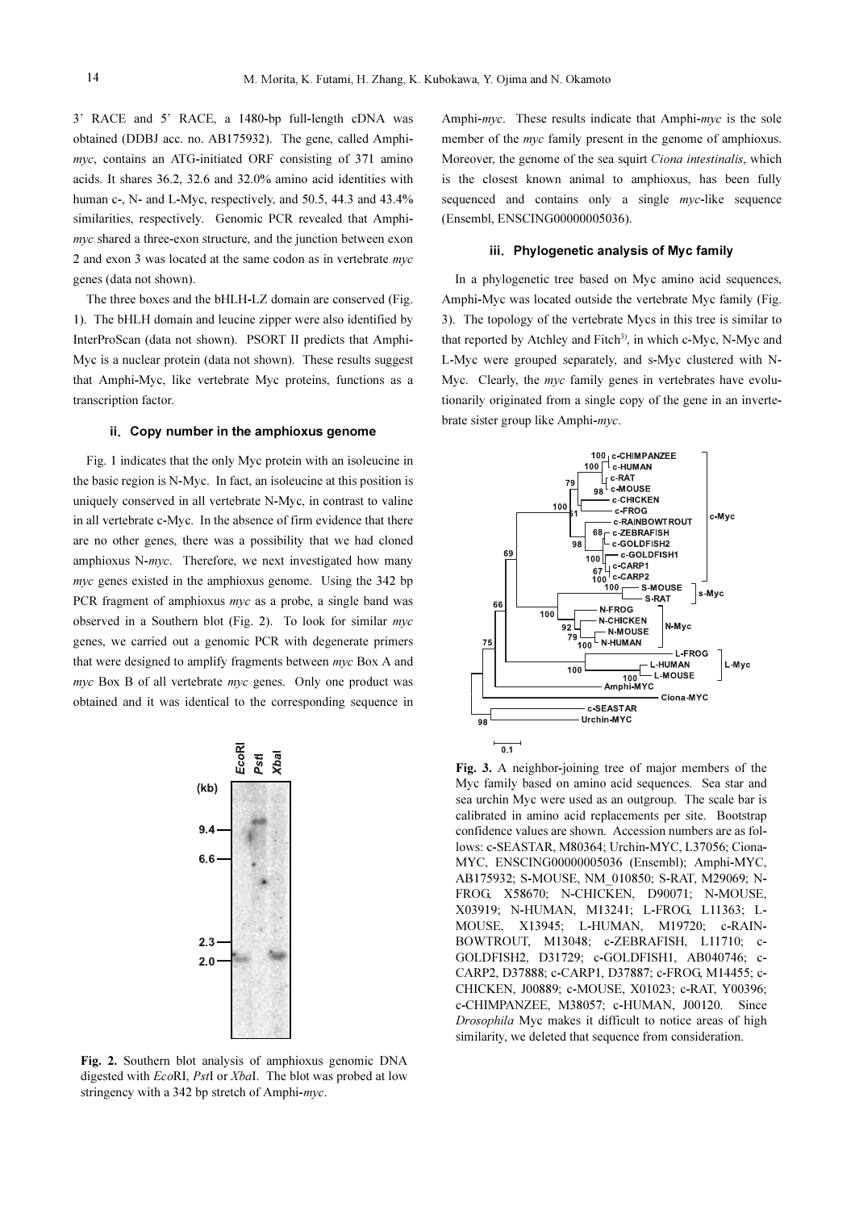3' RACE and 5' RACE, a 1480-bp full-length cDNA was obtained (DDBJ acc. no. AB175932). The gene, called Amphi-*myc*, contains an ATG-initiated ORF consisting of 371 amino acids. It shares 36.2, 32.6 and 32.0% amino acid identities with human c-, N- and L-Myc, respectively, and 50.5, 44.3 and 43.4% similarities, respectively. Genomic PCR revealed that Amphi-*myc* shared a three-exon structure, and the junction between exon 2 and exon 3 was located at the same codon as in vertebrate *myc* genes (data not shown).

The three boxes and the bHLH-LZ domain are conserved (Fig. 1). The bHLH domain and leucine zipper were also identified by InterProScan (data not shown). PSORT II predicts that Amphi-Myc is a nuclear protein (data not shown). These results suggest that Amphi-Myc, like vertebrate Myc proteins, functions as a transcription factor.

### ii. Copy number in the amphioxus genome

Fig. 1 indicates that the only Myc protein with an isoleucine in the basic region is N-Myc. In fact, an isoleucine at this position is uniquely conserved in all vertebrate N-Myc, in contrast to valine in all vertebrate c-Myc. In the absence of firm evidence that there are no other genes, there was a possibility that we had cloned amphioxus N-*myc*. Therefore, we next investigated how many *myc* genes existed in the amphioxus genome. Using the 342 bp PCR fragment of amphioxus *myc* as a probe, a single band was observed in a Southern blot (Fig. 2). To look for similar *myc* genes, we carried out a genomic PCR with degenerate primers that were designed to amplify fragments between *myc* Box A and *myc* Box B of all vertebrate *myc* genes. Only one product was obtained and it was identical to the corresponding sequence in Amphi-*myc*. These results indicate that Amphi-*myc* is the sole member of the *myc* family present in the genome of amphioxus. Moreover, the genome of the sea squirt *Ciona intestinalis*, which is the closest known animal to amphioxus, has been fully sequenced and contains only a single *myc*-like sequence (Ensembl, ENSCING00000005036).

**Fig. 2.** Southern blot analysis of amphioxus genomic DNA digested with *Eco*RI, *Pst*I or *Xba*I. The blot was probed at low stringency with a 342 bp stretch of Amphi-*myc*.

### iii. Phylogenetic analysis of Myc family

In a phylogenetic tree based on Myc amino acid sequences, Amphi-Myc was located outside the vertebrate Myc family (Fig. 3). The topology of the vertebrate Mycs in this tree is similar to that reported by Atchley and Fitch[3], in which c-Myc, N-Myc and L-Myc were grouped separately, and s-Myc clustered with N-Myc. Clearly, the *myc* family genes in vertebrates have evolutionarily originated from a single copy of the gene in an invertebrate sister group like Amphi-*myc*.

**Fig. 3.** A neighbor-joining tree of major members of the Myc family based on amino acid sequences. Sea star and sea urchin Myc were used as an outgroup. The scale bar is calibrated in amino acid replacements per site. Bootstrap confidence values are shown. Accession numbers are as follows: c-SEASTAR, M80364; Urchin-MYC, L37056; Ciona-MYC, ENSCING00000005036 (Ensembl); Amphi-MYC, AB175932; S-MOUSE, NM_010850; S-RAT, M29069; N-FROG, X58670; N-CHICKEN, D90071; N-MOUSE, X03919; N-HUMAN, M13241; L-FROG, L11363; L-MOUSE, X13945; L-HUMAN, M19720; c-RAINBOWTROUT, M13048; c-ZEBRAFISH, L11710; c-GOLDFISH2, D31729; c-GOLDFISH1, AB040746; c-CARP2, D37888; c-CARP1, D37887; c-FROG, M14455; c-CHICKEN, J00889; c-MOUSE, X01023; c-RAT, Y00396; c-CHIMPANZEE, M38057; c-HUMAN, J00120. Since *Drosophila* Myc makes it difficult to notice areas of high similarity, we deleted that sequence from consideration.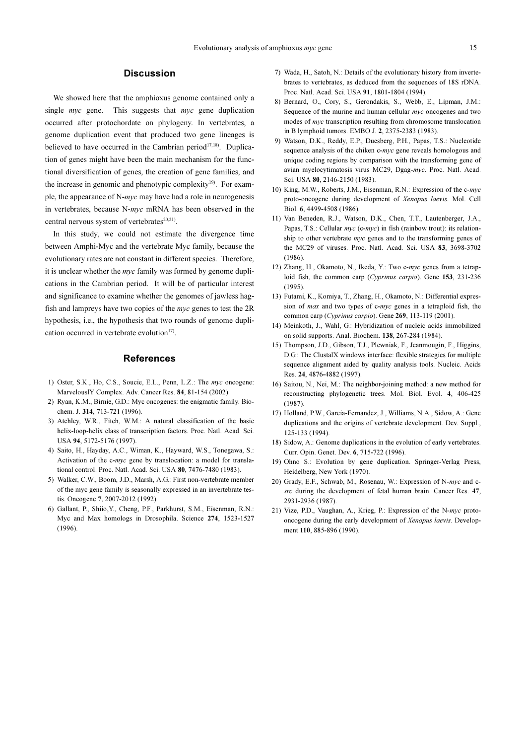## Discussion

We showed here that the amphioxus genome contained only a single *myc* gene. This suggests that *myc* gene duplication occurred after protochordate on phylogeny. In vertebrates, a genome duplication event that produced two gene lineages is believed to have occurred in the Cambrian period[17,18]. Duplication of genes might have been the main mechanism for the functional diversification of genes, the creation of gene families, and the increase in genomic and phenotypic complexity[19]. For example, the appearance of N-*myc* may have had a role in neurogenesis in vertebrates, because N-*myc* mRNA has been observed in the central nervous system of vertebrates[20,21].

In this study, we could not estimate the divergence time between Amphi-Myc and the vertebrate Myc family, because the evolutionary rates are not constant in different species. Therefore, it is unclear whether the *myc* family was formed by genome duplications in the Cambrian period. It will be of particular interest and significance to examine whether the genomes of jawless hagfish and lampreys have two copies of the *myc* genes to test the 2R hypothesis, i.e., the hypothesis that two rounds of genome duplication occurred in vertebrate evolution[17].

## References

1) Oster, S.K., Ho, C.S., Soucie, E.L., Penn, L.Z.: The *myc* oncogene: MarvelouslY Complex. Adv. Cancer Res. **84**, 81-154 (2002).
2) Ryan, K.M., Birnie, G.D.: Myc oncogenes: the enigmatic family. Biochem. J. **314**, 713-721 (1996).
3) Atchley, W.R., Fitch, W.M.: A natural classification of the basic helix-loop-helix class of transcription factors. Proc. Natl. Acad. Sci. USA **94**, 5172-5176 (1997).
4) Saito, H., Hayday, A.C., Wiman, K., Hayward, W.S., Tonegawa, S.: Activation of the c-*myc* gene by translocation: a model for translational control. Proc. Natl. Acad. Sci. USA **80**, 7476-7480 (1983).
5) Walker, C.W., Boom, J.D., Marsh, A.G.: First non-vertebrate member of the myc gene family is seasonally expressed in an invertebrate testis. Oncogene **7**, 2007-2012 (1992).
6) Gallant, P., Shiio,Y., Cheng, P.F., Parkhurst, S.M., Eisenman, R.N.: Myc and Max homologs in Drosophila. Science **274**, 1523-1527 (1996).
7) Wada, H., Satoh, N.: Details of the evolutionary history from invertebrates to vertebrates, as deduced from the sequences of 18S rDNA. Proc. Natl. Acad. Sci. USA **91**, 1801-1804 (1994).
8) Bernard, O., Cory, S., Gerondakis, S., Webb, E., Lipman, J.M.: Sequence of the murine and human cellular *myc* oncogenes and two modes of *myc* transcription resulting from chromosome translocation in B lymphoid tumors. EMBO J. **2**, 2375-2383 (1983).
9) Watson, D.K., Reddy, E.P., Duesberg, P.H., Papas, T.S.: Nucleotide sequence analysis of the chiken c-*myc* gene reveals homologous and unique coding regions by comparison with the transforming gene of avian myelocytimatosis virus MC29, Dgag-*myc*. Proc. Natl. Acad. Sci. USA **80**, 2146-2150 (1983).
10) King, M.W., Roberts, J.M., Eisenman, R.N.: Expression of the c-*myc* proto-oncogene during development of *Xenopus laevis*. Mol. Cell Biol. **6**, 4499-4508 (1986).
11) Van Beneden, R.J., Watson, D.K., Chen, T.T., Lautenberger, J.A., Papas, T.S.: Cellular *myc* (c-*myc*) in fish (rainbow trout): its relationship to other vertebrate *myc* genes and to the transforming genes of the MC29 of viruses. Proc. Natl. Acad. Sci. USA **83**, 3698-3702 (1986).
12) Zhang, H., Okamoto, N., Ikeda, Y.: Two c-*myc* genes from a tetraploid fish, the common carp (*Cyprinus carpio*). Gene **153**, 231-236 (1995).
13) Futami, K., Komiya, T., Zhang, H., Okamoto, N.: Differential expression of *max* and two types of c-*myc* genes in a tetraploid fish, the common carp (*Cyprinus carpio*). Gene **269**, 113-119 (2001).
14) Meinkoth, J., Wahl, G.: Hybridization of nucleic acids immobilized on solid supports. Anal. Biochem. **138**, 267-284 (1984).
15) Thompson, J.D., Gibson, T.J., Plewniak, F., Jeanmougin, F., Higgins, D.G.: The ClustalX windows interface: flexible strategies for multiple sequence alignment aided by quality analysis tools. Nucleic. Acids Res. **24**, 4876-4882 (1997).
16) Saitou, N., Nei, M.: The neighbor-joining method: a new method for reconstructing phylogenetic trees. Mol. Biol. Evol. **4**, 406-425 (1987).
17) Holland, P.W., Garcia-Fernandez, J., Williams, N.A., Sidow, A.: Gene duplications and the origins of vertebrate development. Dev. Suppl., 125-133 (1994).
18) Sidow, A.: Genome duplications in the evolution of early vertebrates. Curr. Opin. Genet. Dev. **6**, 715-722 (1996).
19) Ohno S.: Evolution by gene duplication. Springer-Verlag Press, Heidelberg, New York (1970).
20) Grady, E.F., Schwab, M., Rosenau, W.: Expression of N-*myc* and c-*src* during the development of fetal human brain. Cancer Res. **47**, 2931-2936 (1987).
21) Vize, P.D., Vaughan, A., Krieg, P.: Expression of the N-*myc* proto-oncogene during the early development of *Xenopus laevis*. Development **110**, 885-896 (1990).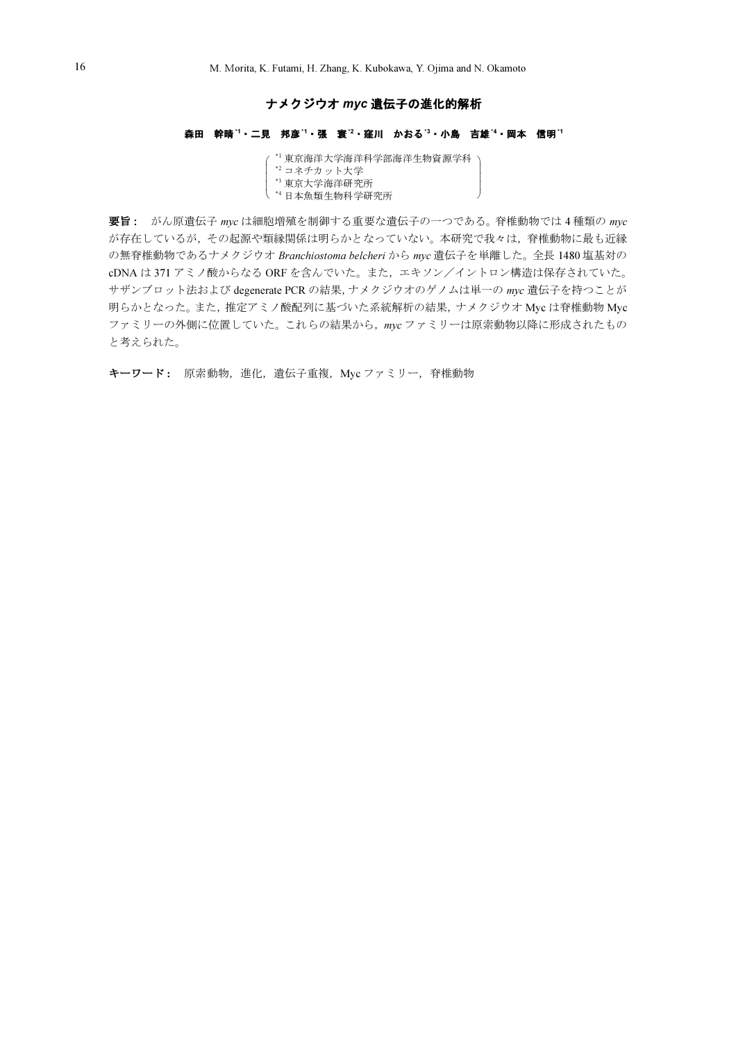# ナメクジウオ *myc* 遺伝子の進化的解析

**森田　幹晴**[*1]**・二見　邦彦**[*1]**・張　寰**[*2]**・窪川　かおる**[*3]**・小島　吉雄**[*4]**・岡本　信明**[*1]

[*1] 東京海洋大学海洋科学部海洋生物資源学科
[*2] コネチカット大学
[*3] 東京大学海洋研究所
[*4] 日本魚類生物科学研究所

**要旨：**　がん原遺伝子 *myc* は細胞増殖を制御する重要な遺伝子の一つである。脊椎動物では 4 種類の *myc* が存在しているが，その起源や類縁関係は明らかとなっていない。本研究で我々は，脊椎動物に最も近縁の無脊椎動物であるナメクジウオ *Branchiostoma belcheri* から *myc* 遺伝子を単離した。全長 1480 塩基対の cDNA は 371 アミノ酸からなる ORF を含んでいた。また，エキソン／イントロン構造は保存されていた。サザンブロット法および degenerate PCR の結果，ナメクジウオのゲノムは単一の *myc* 遺伝子を持つことが明らかとなった。また，推定アミノ酸配列に基づいた系統解析の結果，ナメクジウオ Myc は脊椎動物 Myc ファミリーの外側に位置していた。これらの結果から，*myc* ファミリーは原索動物以降に形成されたものと考えられた。

**キーワード：**　原索動物，進化，遺伝子重複，Myc ファミリー，脊椎動物